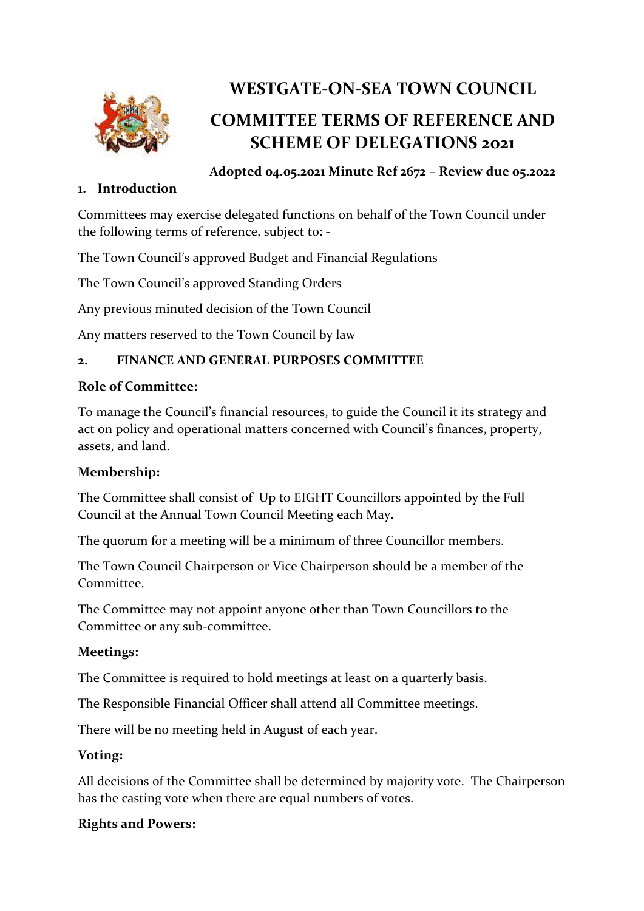# WESTGATE-ON-SEA TOWN COUNCIL

# COMMITTEE TERMS OF REFERENCE AND SCHEME OF DELEGATIONS 2021

**Adopted 04.05.2021 Minute Ref 2672 – Review due 05.2022**

## 1. Introduction

Committees may exercise delegated functions on behalf of the Town Council under the following terms of reference, subject to: -

The Town Council's approved Budget and Financial Regulations

The Town Council's approved Standing Orders

Any previous minuted decision of the Town Council

Any matters reserved to the Town Council by law

## 2. FINANCE AND GENERAL PURPOSES COMMITTEE

**Role of Committee:**

To manage the Council's financial resources, to guide the Council it its strategy and act on policy and operational matters concerned with Council's finances, property, assets, and land.

**Membership:**

The Committee shall consist of Up to EIGHT Councillors appointed by the Full Council at the Annual Town Council Meeting each May.

The quorum for a meeting will be a minimum of three Councillor members.

The Town Council Chairperson or Vice Chairperson should be a member of the Committee.

The Committee may not appoint anyone other than Town Councillors to the Committee or any sub-committee.

**Meetings:**

The Committee is required to hold meetings at least on a quarterly basis.

The Responsible Financial Officer shall attend all Committee meetings.

There will be no meeting held in August of each year.

**Voting:**

All decisions of the Committee shall be determined by majority vote. The Chairperson has the casting vote when there are equal numbers of votes.

**Rights and Powers:**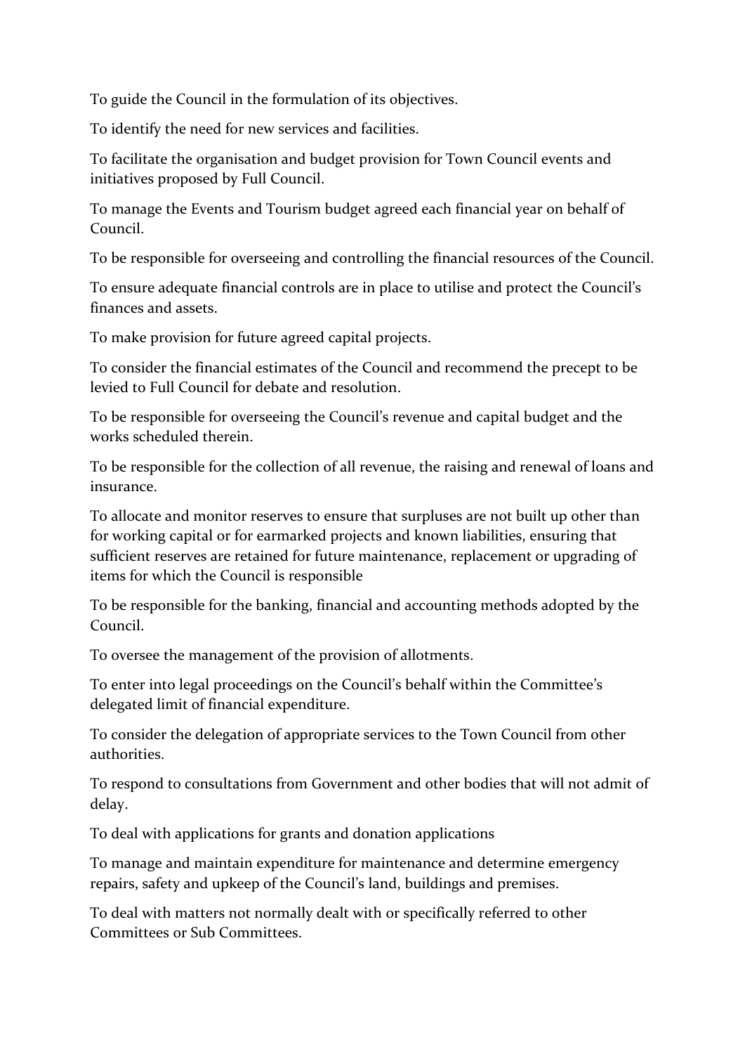To guide the Council in the formulation of its objectives.

To identify the need for new services and facilities.

To facilitate the organisation and budget provision for Town Council events and initiatives proposed by Full Council.

To manage the Events and Tourism budget agreed each financial year on behalf of Council.

To be responsible for overseeing and controlling the financial resources of the Council.

To ensure adequate financial controls are in place to utilise and protect the Council's finances and assets.

To make provision for future agreed capital projects.

To consider the financial estimates of the Council and recommend the precept to be levied to Full Council for debate and resolution.

To be responsible for overseeing the Council's revenue and capital budget and the works scheduled therein.

To be responsible for the collection of all revenue, the raising and renewal of loans and insurance.

To allocate and monitor reserves to ensure that surpluses are not built up other than for working capital or for earmarked projects and known liabilities, ensuring that sufficient reserves are retained for future maintenance, replacement or upgrading of items for which the Council is responsible

To be responsible for the banking, financial and accounting methods adopted by the Council.

To oversee the management of the provision of allotments.

To enter into legal proceedings on the Council's behalf within the Committee's delegated limit of financial expenditure.

To consider the delegation of appropriate services to the Town Council from other authorities.

To respond to consultations from Government and other bodies that will not admit of delay.

To deal with applications for grants and donation applications

To manage and maintain expenditure for maintenance and determine emergency repairs, safety and upkeep of the Council's land, buildings and premises.

To deal with matters not normally dealt with or specifically referred to other Committees or Sub Committees.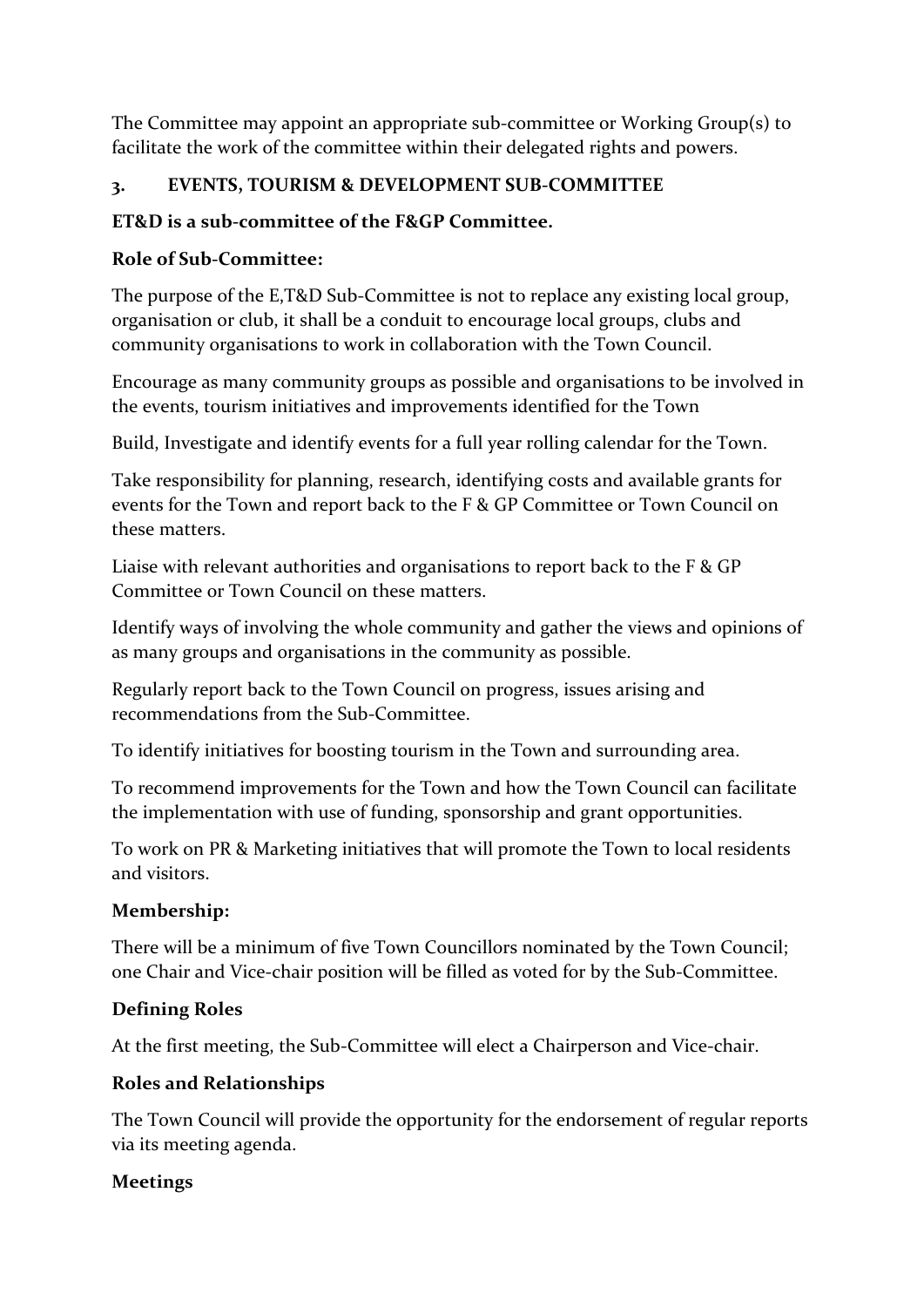The Committee may appoint an appropriate sub-committee or Working Group(s) to facilitate the work of the committee within their delegated rights and powers.

## 3. EVENTS, TOURISM & DEVELOPMENT SUB-COMMITTEE

**ET&D is a sub-committee of the F&GP Committee.**

**Role of Sub-Committee:**

The purpose of the E,T&D Sub-Committee is not to replace any existing local group, organisation or club, it shall be a conduit to encourage local groups, clubs and community organisations to work in collaboration with the Town Council.

Encourage as many community groups as possible and organisations to be involved in the events, tourism initiatives and improvements identified for the Town

Build, Investigate and identify events for a full year rolling calendar for the Town.

Take responsibility for planning, research, identifying costs and available grants for events for the Town and report back to the F & GP Committee or Town Council on these matters.

Liaise with relevant authorities and organisations to report back to the F & GP Committee or Town Council on these matters.

Identify ways of involving the whole community and gather the views and opinions of as many groups and organisations in the community as possible.

Regularly report back to the Town Council on progress, issues arising and recommendations from the Sub-Committee.

To identify initiatives for boosting tourism in the Town and surrounding area.

To recommend improvements for the Town and how the Town Council can facilitate the implementation with use of funding, sponsorship and grant opportunities.

To work on PR & Marketing initiatives that will promote the Town to local residents and visitors.

**Membership:**

There will be a minimum of five Town Councillors nominated by the Town Council; one Chair and Vice-chair position will be filled as voted for by the Sub-Committee.

**Defining Roles**

At the first meeting, the Sub-Committee will elect a Chairperson and Vice-chair.

**Roles and Relationships**

The Town Council will provide the opportunity for the endorsement of regular reports via its meeting agenda.

**Meetings**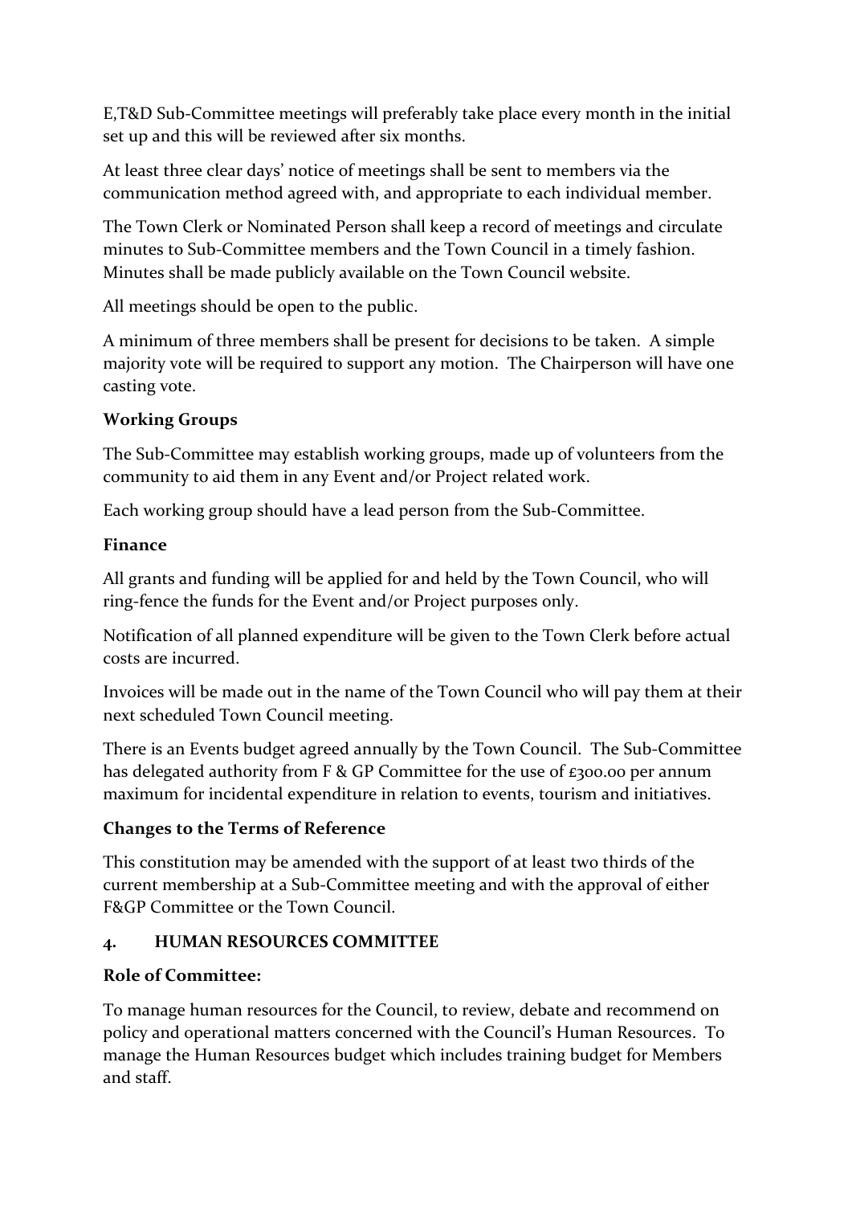E,T&D Sub-Committee meetings will preferably take place every month in the initial set up and this will be reviewed after six months.

At least three clear days' notice of meetings shall be sent to members via the communication method agreed with, and appropriate to each individual member.

The Town Clerk or Nominated Person shall keep a record of meetings and circulate minutes to Sub-Committee members and the Town Council in a timely fashion. Minutes shall be made publicly available on the Town Council website.

All meetings should be open to the public.

A minimum of three members shall be present for decisions to be taken. A simple majority vote will be required to support any motion. The Chairperson will have one casting vote.

**Working Groups**

The Sub-Committee may establish working groups, made up of volunteers from the community to aid them in any Event and/or Project related work.

Each working group should have a lead person from the Sub-Committee.

**Finance**

All grants and funding will be applied for and held by the Town Council, who will ring-fence the funds for the Event and/or Project purposes only.

Notification of all planned expenditure will be given to the Town Clerk before actual costs are incurred.

Invoices will be made out in the name of the Town Council who will pay them at their next scheduled Town Council meeting.

There is an Events budget agreed annually by the Town Council. The Sub-Committee has delegated authority from F & GP Committee for the use of £300.00 per annum maximum for incidental expenditure in relation to events, tourism and initiatives.

**Changes to the Terms of Reference**

This constitution may be amended with the support of at least two thirds of the current membership at a Sub-Committee meeting and with the approval of either F&GP Committee or the Town Council.

## 4. HUMAN RESOURCES COMMITTEE

**Role of Committee:**

To manage human resources for the Council, to review, debate and recommend on policy and operational matters concerned with the Council's Human Resources. To manage the Human Resources budget which includes training budget for Members and staff.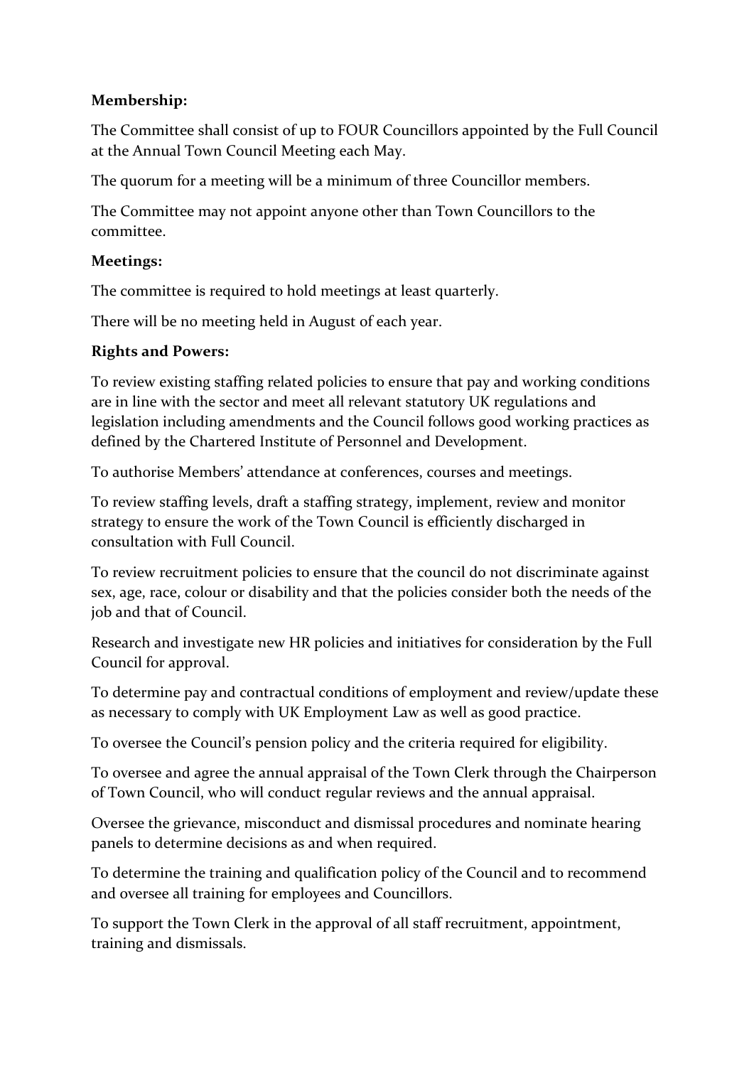**Membership:**

The Committee shall consist of up to FOUR Councillors appointed by the Full Council at the Annual Town Council Meeting each May.

The quorum for a meeting will be a minimum of three Councillor members.

The Committee may not appoint anyone other than Town Councillors to the committee.

**Meetings:**

The committee is required to hold meetings at least quarterly.

There will be no meeting held in August of each year.

**Rights and Powers:**

To review existing staffing related policies to ensure that pay and working conditions are in line with the sector and meet all relevant statutory UK regulations and legislation including amendments and the Council follows good working practices as defined by the Chartered Institute of Personnel and Development.

To authorise Members' attendance at conferences, courses and meetings.

To review staffing levels, draft a staffing strategy, implement, review and monitor strategy to ensure the work of the Town Council is efficiently discharged in consultation with Full Council.

To review recruitment policies to ensure that the council do not discriminate against sex, age, race, colour or disability and that the policies consider both the needs of the job and that of Council.

Research and investigate new HR policies and initiatives for consideration by the Full Council for approval.

To determine pay and contractual conditions of employment and review/update these as necessary to comply with UK Employment Law as well as good practice.

To oversee the Council's pension policy and the criteria required for eligibility.

To oversee and agree the annual appraisal of the Town Clerk through the Chairperson of Town Council, who will conduct regular reviews and the annual appraisal.

Oversee the grievance, misconduct and dismissal procedures and nominate hearing panels to determine decisions as and when required.

To determine the training and qualification policy of the Council and to recommend and oversee all training for employees and Councillors.

To support the Town Clerk in the approval of all staff recruitment, appointment, training and dismissals.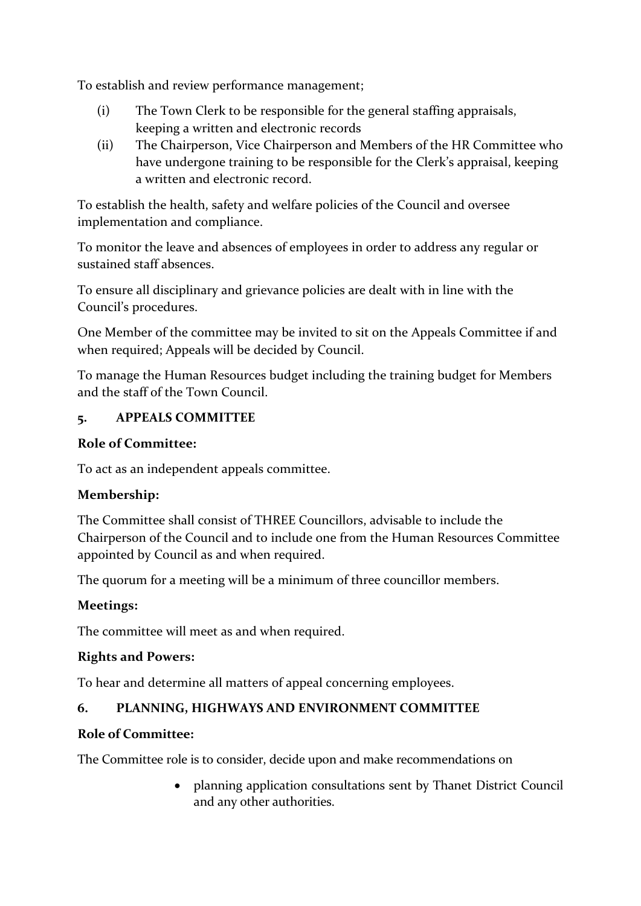To establish and review performance management;

(i) The Town Clerk to be responsible for the general staffing appraisals, keeping a written and electronic records

(ii) The Chairperson, Vice Chairperson and Members of the HR Committee who have undergone training to be responsible for the Clerk's appraisal, keeping a written and electronic record.

To establish the health, safety and welfare policies of the Council and oversee implementation and compliance.

To monitor the leave and absences of employees in order to address any regular or sustained staff absences.

To ensure all disciplinary and grievance policies are dealt with in line with the Council's procedures.

One Member of the committee may be invited to sit on the Appeals Committee if and when required; Appeals will be decided by Council.

To manage the Human Resources budget including the training budget for Members and the staff of the Town Council.

## 5. APPEALS COMMITTEE

**Role of Committee:**

To act as an independent appeals committee.

**Membership:**

The Committee shall consist of THREE Councillors, advisable to include the Chairperson of the Council and to include one from the Human Resources Committee appointed by Council as and when required.

The quorum for a meeting will be a minimum of three councillor members.

**Meetings:**

The committee will meet as and when required.

**Rights and Powers:**

To hear and determine all matters of appeal concerning employees.

## 6. PLANNING, HIGHWAYS AND ENVIRONMENT COMMITTEE

**Role of Committee:**

The Committee role is to consider, decide upon and make recommendations on

- planning application consultations sent by Thanet District Council and any other authorities.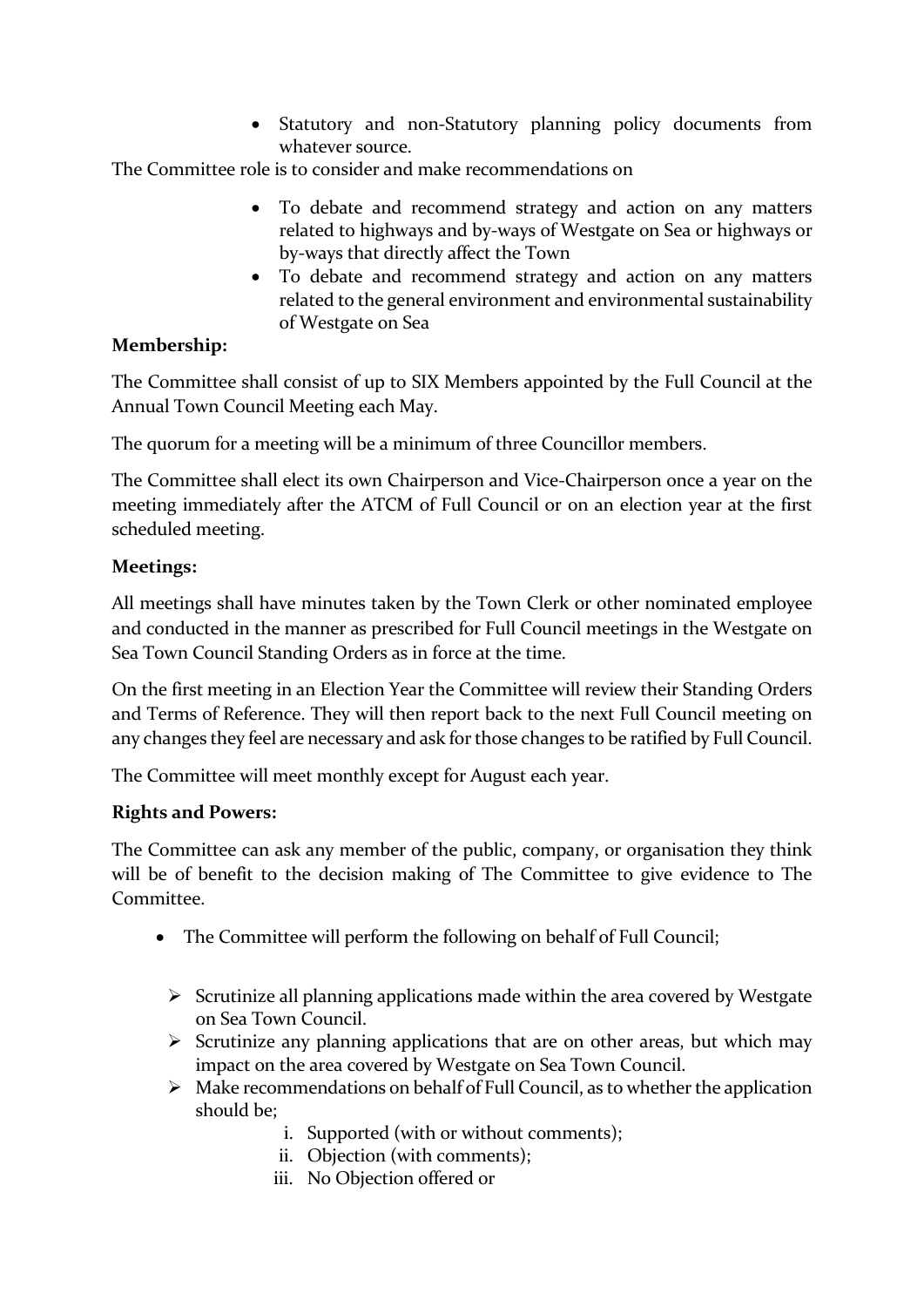- Statutory and non-Statutory planning policy documents from whatever source.

The Committee role is to consider and make recommendations on

- To debate and recommend strategy and action on any matters related to highways and by-ways of Westgate on Sea or highways or by-ways that directly affect the Town
- To debate and recommend strategy and action on any matters related to the general environment and environmental sustainability of Westgate on Sea

**Membership:**

The Committee shall consist of up to SIX Members appointed by the Full Council at the Annual Town Council Meeting each May.

The quorum for a meeting will be a minimum of three Councillor members.

The Committee shall elect its own Chairperson and Vice-Chairperson once a year on the meeting immediately after the ATCM of Full Council or on an election year at the first scheduled meeting.

**Meetings:**

All meetings shall have minutes taken by the Town Clerk or other nominated employee and conducted in the manner as prescribed for Full Council meetings in the Westgate on Sea Town Council Standing Orders as in force at the time.

On the first meeting in an Election Year the Committee will review their Standing Orders and Terms of Reference. They will then report back to the next Full Council meeting on any changes they feel are necessary and ask for those changes to be ratified by Full Council.

The Committee will meet monthly except for August each year.

**Rights and Powers:**

The Committee can ask any member of the public, company, or organisation they think will be of benefit to the decision making of The Committee to give evidence to The Committee.

- The Committee will perform the following on behalf of Full Council;
  - Scrutinize all planning applications made within the area covered by Westgate on Sea Town Council.
  - Scrutinize any planning applications that are on other areas, but which may impact on the area covered by Westgate on Sea Town Council.
  - Make recommendations on behalf of Full Council, as to whether the application should be;
    1. Supported (with or without comments);
    2. Objection (with comments);
    3. No Objection offered or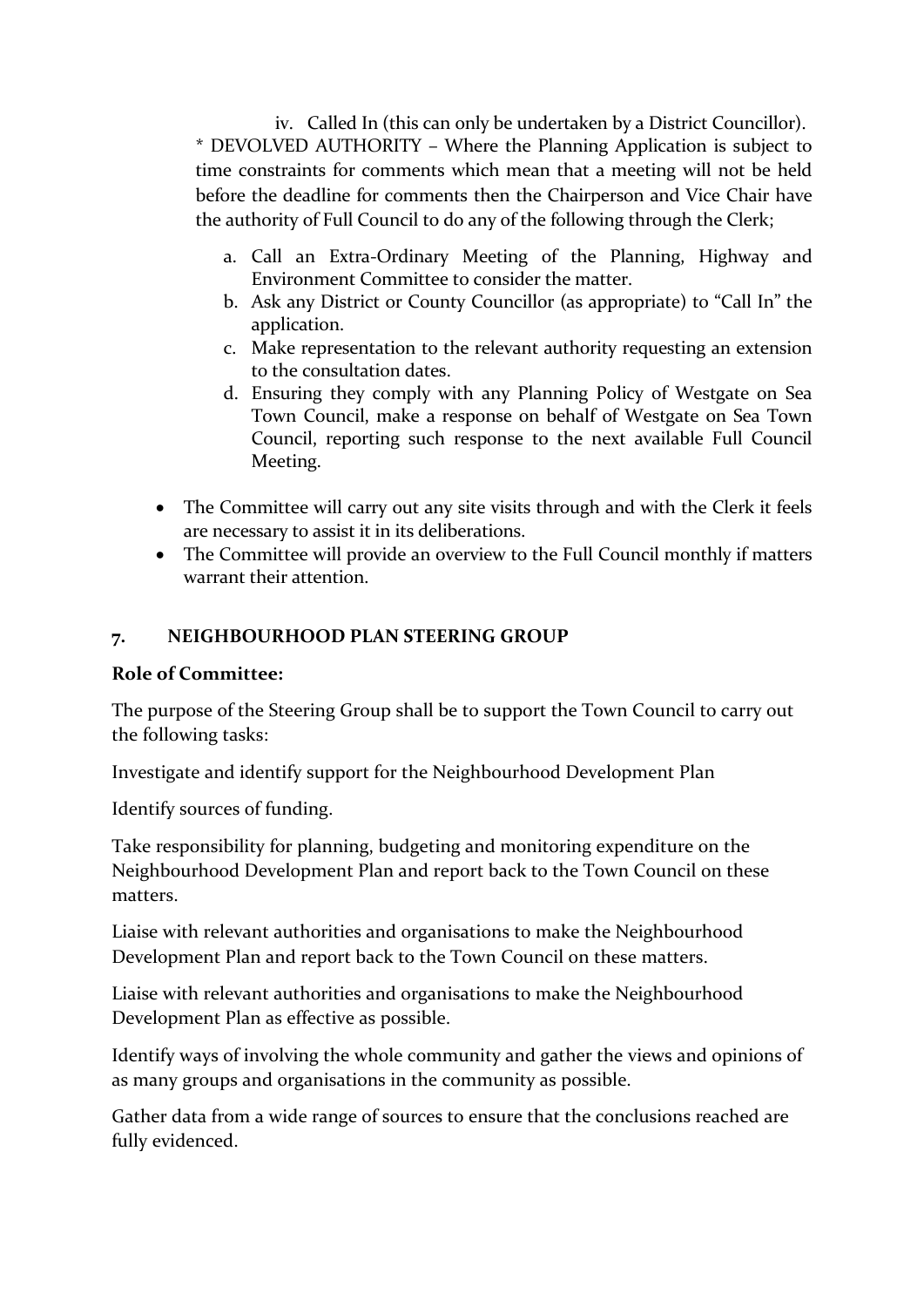iv. Called In (this can only be undertaken by a District Councillor).

* DEVOLVED AUTHORITY – Where the Planning Application is subject to time constraints for comments which mean that a meeting will not be held before the deadline for comments then the Chairperson and Vice Chair have the authority of Full Council to do any of the following through the Clerk;

a. Call an Extra-Ordinary Meeting of the Planning, Highway and Environment Committee to consider the matter.
b. Ask any District or County Councillor (as appropriate) to "Call In" the application.
c. Make representation to the relevant authority requesting an extension to the consultation dates.
d. Ensuring they comply with any Planning Policy of Westgate on Sea Town Council, make a response on behalf of Westgate on Sea Town Council, reporting such response to the next available Full Council Meeting.

- The Committee will carry out any site visits through and with the Clerk it feels are necessary to assist it in its deliberations.
- The Committee will provide an overview to the Full Council monthly if matters warrant their attention.

## 7. NEIGHBOURHOOD PLAN STEERING GROUP

**Role of Committee:**

The purpose of the Steering Group shall be to support the Town Council to carry out the following tasks:

Investigate and identify support for the Neighbourhood Development Plan

Identify sources of funding.

Take responsibility for planning, budgeting and monitoring expenditure on the Neighbourhood Development Plan and report back to the Town Council on these matters.

Liaise with relevant authorities and organisations to make the Neighbourhood Development Plan and report back to the Town Council on these matters.

Liaise with relevant authorities and organisations to make the Neighbourhood Development Plan as effective as possible.

Identify ways of involving the whole community and gather the views and opinions of as many groups and organisations in the community as possible.

Gather data from a wide range of sources to ensure that the conclusions reached are fully evidenced.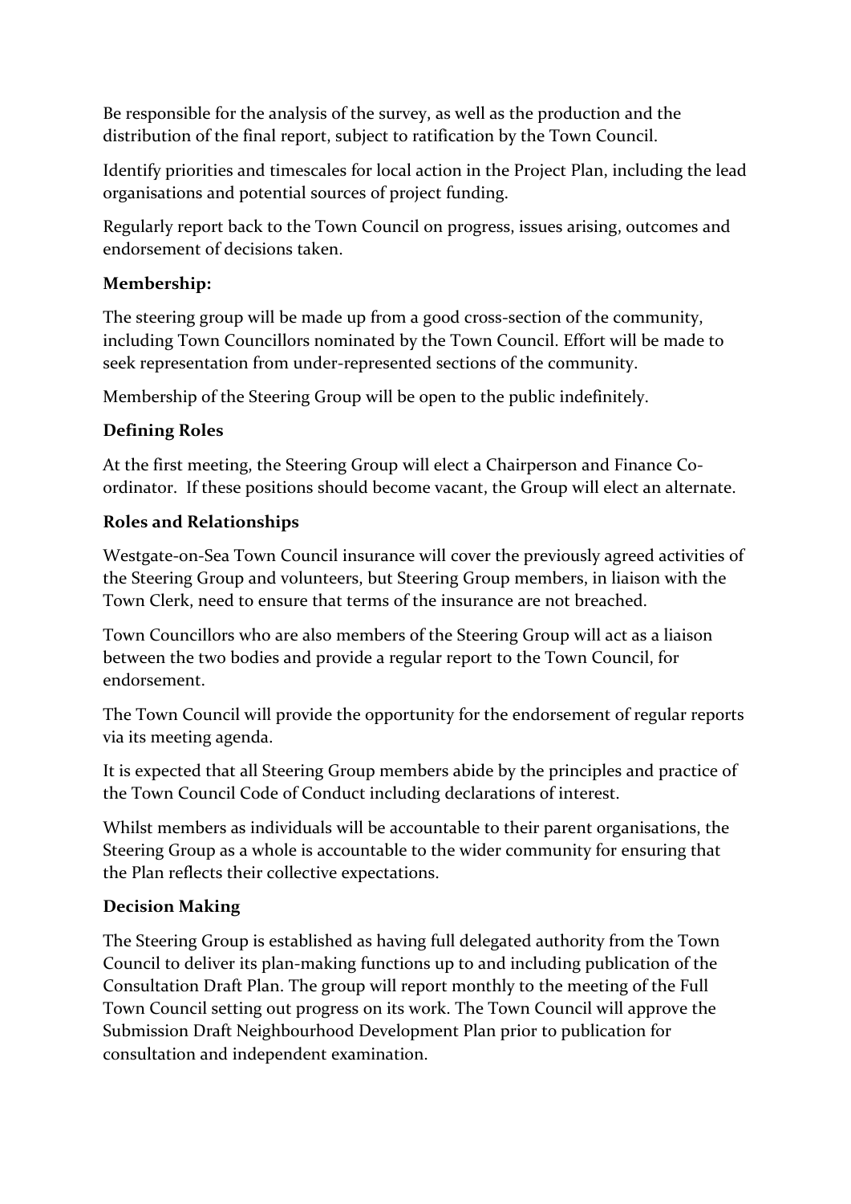Be responsible for the analysis of the survey, as well as the production and the distribution of the final report, subject to ratification by the Town Council.

Identify priorities and timescales for local action in the Project Plan, including the lead organisations and potential sources of project funding.

Regularly report back to the Town Council on progress, issues arising, outcomes and endorsement of decisions taken.

**Membership:**

The steering group will be made up from a good cross-section of the community, including Town Councillors nominated by the Town Council. Effort will be made to seek representation from under-represented sections of the community.

Membership of the Steering Group will be open to the public indefinitely.

**Defining Roles**

At the first meeting, the Steering Group will elect a Chairperson and Finance Co-ordinator. If these positions should become vacant, the Group will elect an alternate.

**Roles and Relationships**

Westgate-on-Sea Town Council insurance will cover the previously agreed activities of the Steering Group and volunteers, but Steering Group members, in liaison with the Town Clerk, need to ensure that terms of the insurance are not breached.

Town Councillors who are also members of the Steering Group will act as a liaison between the two bodies and provide a regular report to the Town Council, for endorsement.

The Town Council will provide the opportunity for the endorsement of regular reports via its meeting agenda.

It is expected that all Steering Group members abide by the principles and practice of the Town Council Code of Conduct including declarations of interest.

Whilst members as individuals will be accountable to their parent organisations, the Steering Group as a whole is accountable to the wider community for ensuring that the Plan reflects their collective expectations.

**Decision Making**

The Steering Group is established as having full delegated authority from the Town Council to deliver its plan-making functions up to and including publication of the Consultation Draft Plan. The group will report monthly to the meeting of the Full Town Council setting out progress on its work. The Town Council will approve the Submission Draft Neighbourhood Development Plan prior to publication for consultation and independent examination.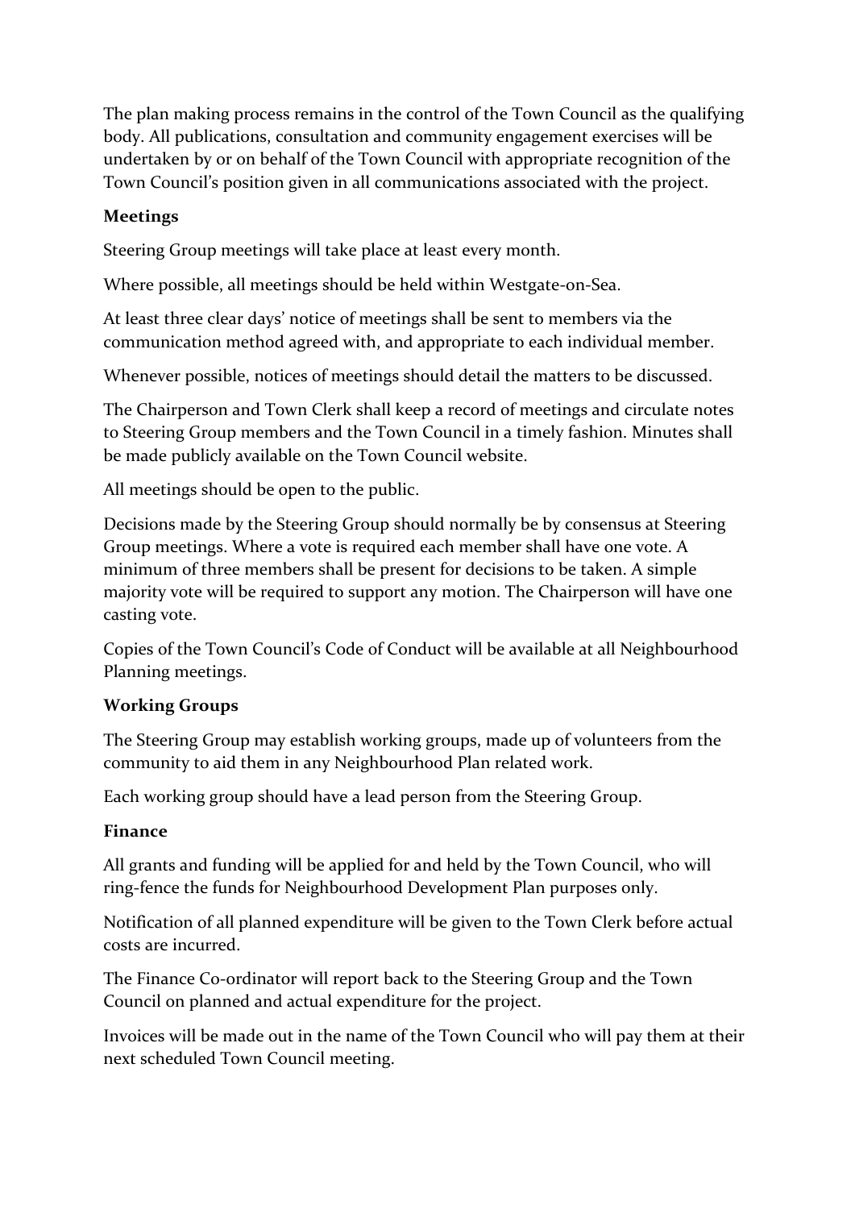The plan making process remains in the control of the Town Council as the qualifying body. All publications, consultation and community engagement exercises will be undertaken by or on behalf of the Town Council with appropriate recognition of the Town Council's position given in all communications associated with the project.

**Meetings**

Steering Group meetings will take place at least every month.

Where possible, all meetings should be held within Westgate-on-Sea.

At least three clear days' notice of meetings shall be sent to members via the communication method agreed with, and appropriate to each individual member.

Whenever possible, notices of meetings should detail the matters to be discussed.

The Chairperson and Town Clerk shall keep a record of meetings and circulate notes to Steering Group members and the Town Council in a timely fashion. Minutes shall be made publicly available on the Town Council website.

All meetings should be open to the public.

Decisions made by the Steering Group should normally be by consensus at Steering Group meetings. Where a vote is required each member shall have one vote. A minimum of three members shall be present for decisions to be taken. A simple majority vote will be required to support any motion. The Chairperson will have one casting vote.

Copies of the Town Council's Code of Conduct will be available at all Neighbourhood Planning meetings.

**Working Groups**

The Steering Group may establish working groups, made up of volunteers from the community to aid them in any Neighbourhood Plan related work.

Each working group should have a lead person from the Steering Group.

**Finance**

All grants and funding will be applied for and held by the Town Council, who will ring-fence the funds for Neighbourhood Development Plan purposes only.

Notification of all planned expenditure will be given to the Town Clerk before actual costs are incurred.

The Finance Co-ordinator will report back to the Steering Group and the Town Council on planned and actual expenditure for the project.

Invoices will be made out in the name of the Town Council who will pay them at their next scheduled Town Council meeting.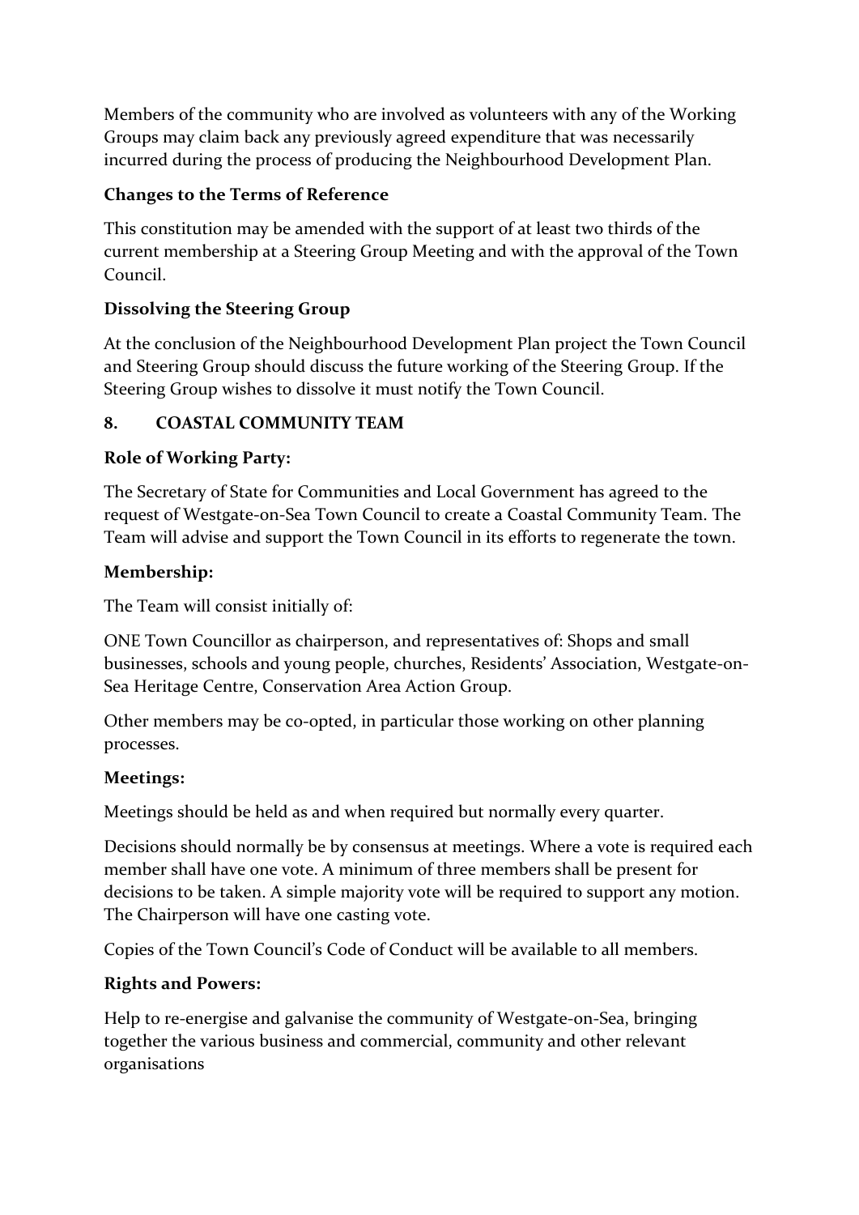Members of the community who are involved as volunteers with any of the Working Groups may claim back any previously agreed expenditure that was necessarily incurred during the process of producing the Neighbourhood Development Plan.

**Changes to the Terms of Reference**

This constitution may be amended with the support of at least two thirds of the current membership at a Steering Group Meeting and with the approval of the Town Council.

**Dissolving the Steering Group**

At the conclusion of the Neighbourhood Development Plan project the Town Council and Steering Group should discuss the future working of the Steering Group. If the Steering Group wishes to dissolve it must notify the Town Council.

## 8. COASTAL COMMUNITY TEAM

**Role of Working Party:**

The Secretary of State for Communities and Local Government has agreed to the request of Westgate-on-Sea Town Council to create a Coastal Community Team. The Team will advise and support the Town Council in its efforts to regenerate the town.

**Membership:**

The Team will consist initially of:

ONE Town Councillor as chairperson, and representatives of: Shops and small businesses, schools and young people, churches, Residents' Association, Westgate-on-Sea Heritage Centre, Conservation Area Action Group.

Other members may be co-opted, in particular those working on other planning processes.

**Meetings:**

Meetings should be held as and when required but normally every quarter.

Decisions should normally be by consensus at meetings. Where a vote is required each member shall have one vote. A minimum of three members shall be present for decisions to be taken. A simple majority vote will be required to support any motion. The Chairperson will have one casting vote.

Copies of the Town Council's Code of Conduct will be available to all members.

**Rights and Powers:**

Help to re-energise and galvanise the community of Westgate-on-Sea, bringing together the various business and commercial, community and other relevant organisations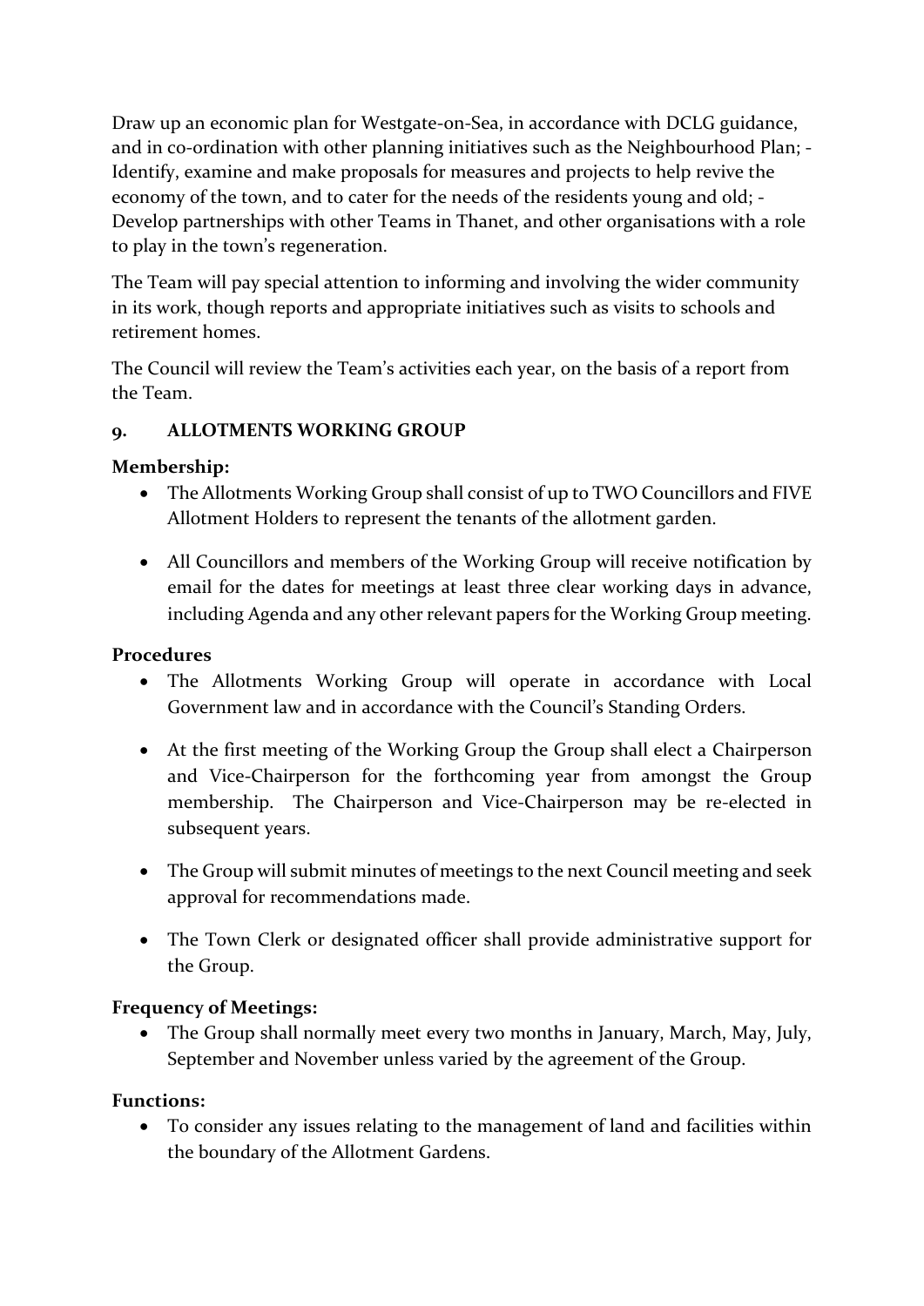Draw up an economic plan for Westgate-on-Sea, in accordance with DCLG guidance, and in co-ordination with other planning initiatives such as the Neighbourhood Plan; - Identify, examine and make proposals for measures and projects to help revive the economy of the town, and to cater for the needs of the residents young and old; - Develop partnerships with other Teams in Thanet, and other organisations with a role to play in the town's regeneration.

The Team will pay special attention to informing and involving the wider community in its work, though reports and appropriate initiatives such as visits to schools and retirement homes.

The Council will review the Team's activities each year, on the basis of a report from the Team.

## 9. ALLOTMENTS WORKING GROUP

**Membership:**

- The Allotments Working Group shall consist of up to TWO Councillors and FIVE Allotment Holders to represent the tenants of the allotment garden.
- All Councillors and members of the Working Group will receive notification by email for the dates for meetings at least three clear working days in advance, including Agenda and any other relevant papers for the Working Group meeting.

**Procedures**

- The Allotments Working Group will operate in accordance with Local Government law and in accordance with the Council's Standing Orders.
- At the first meeting of the Working Group the Group shall elect a Chairperson and Vice-Chairperson for the forthcoming year from amongst the Group membership. The Chairperson and Vice-Chairperson may be re-elected in subsequent years.
- The Group will submit minutes of meetings to the next Council meeting and seek approval for recommendations made.
- The Town Clerk or designated officer shall provide administrative support for the Group.

**Frequency of Meetings:**

- The Group shall normally meet every two months in January, March, May, July, September and November unless varied by the agreement of the Group.

**Functions:**

- To consider any issues relating to the management of land and facilities within the boundary of the Allotment Gardens.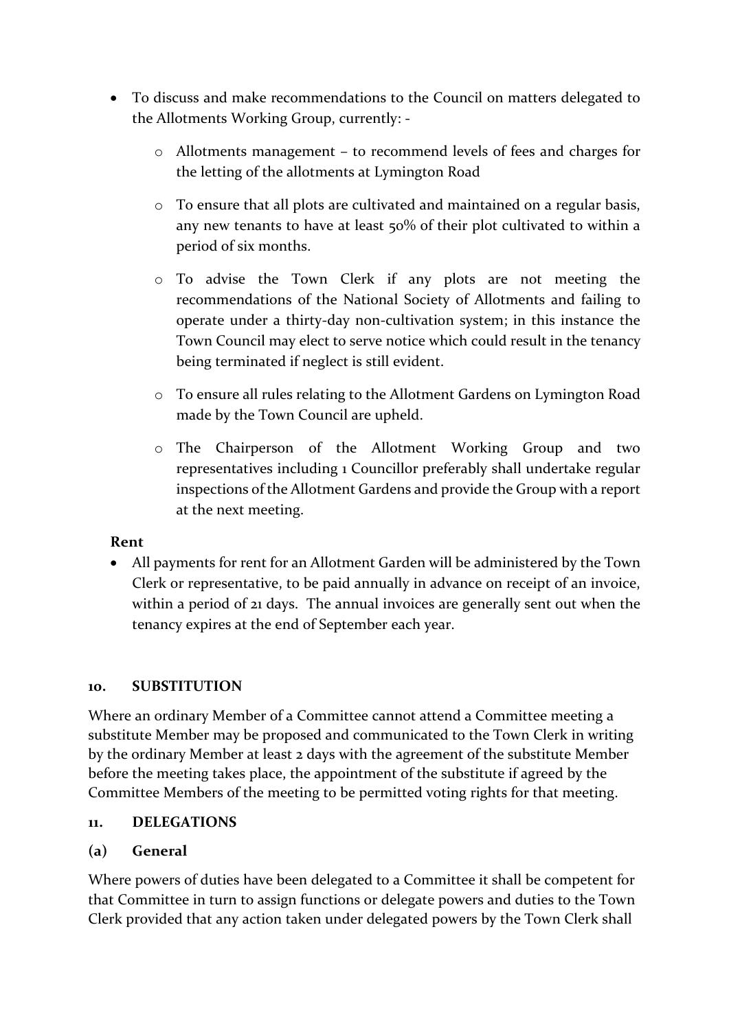- To discuss and make recommendations to the Council on matters delegated to the Allotments Working Group, currently: -
  - Allotments management – to recommend levels of fees and charges for the letting of the allotments at Lymington Road
  - To ensure that all plots are cultivated and maintained on a regular basis, any new tenants to have at least 50% of their plot cultivated to within a period of six months.
  - To advise the Town Clerk if any plots are not meeting the recommendations of the National Society of Allotments and failing to operate under a thirty-day non-cultivation system; in this instance the Town Council may elect to serve notice which could result in the tenancy being terminated if neglect is still evident.
  - To ensure all rules relating to the Allotment Gardens on Lymington Road made by the Town Council are upheld.
  - The Chairperson of the Allotment Working Group and two representatives including 1 Councillor preferably shall undertake regular inspections of the Allotment Gardens and provide the Group with a report at the next meeting.

**Rent**

- All payments for rent for an Allotment Garden will be administered by the Town Clerk or representative, to be paid annually in advance on receipt of an invoice, within a period of 21 days. The annual invoices are generally sent out when the tenancy expires at the end of September each year.

## 10. SUBSTITUTION

Where an ordinary Member of a Committee cannot attend a Committee meeting a substitute Member may be proposed and communicated to the Town Clerk in writing by the ordinary Member at least 2 days with the agreement of the substitute Member before the meeting takes place, the appointment of the substitute if agreed by the Committee Members of the meeting to be permitted voting rights for that meeting.

## 11. DELEGATIONS

### (a) General

Where powers of duties have been delegated to a Committee it shall be competent for that Committee in turn to assign functions or delegate powers and duties to the Town Clerk provided that any action taken under delegated powers by the Town Clerk shall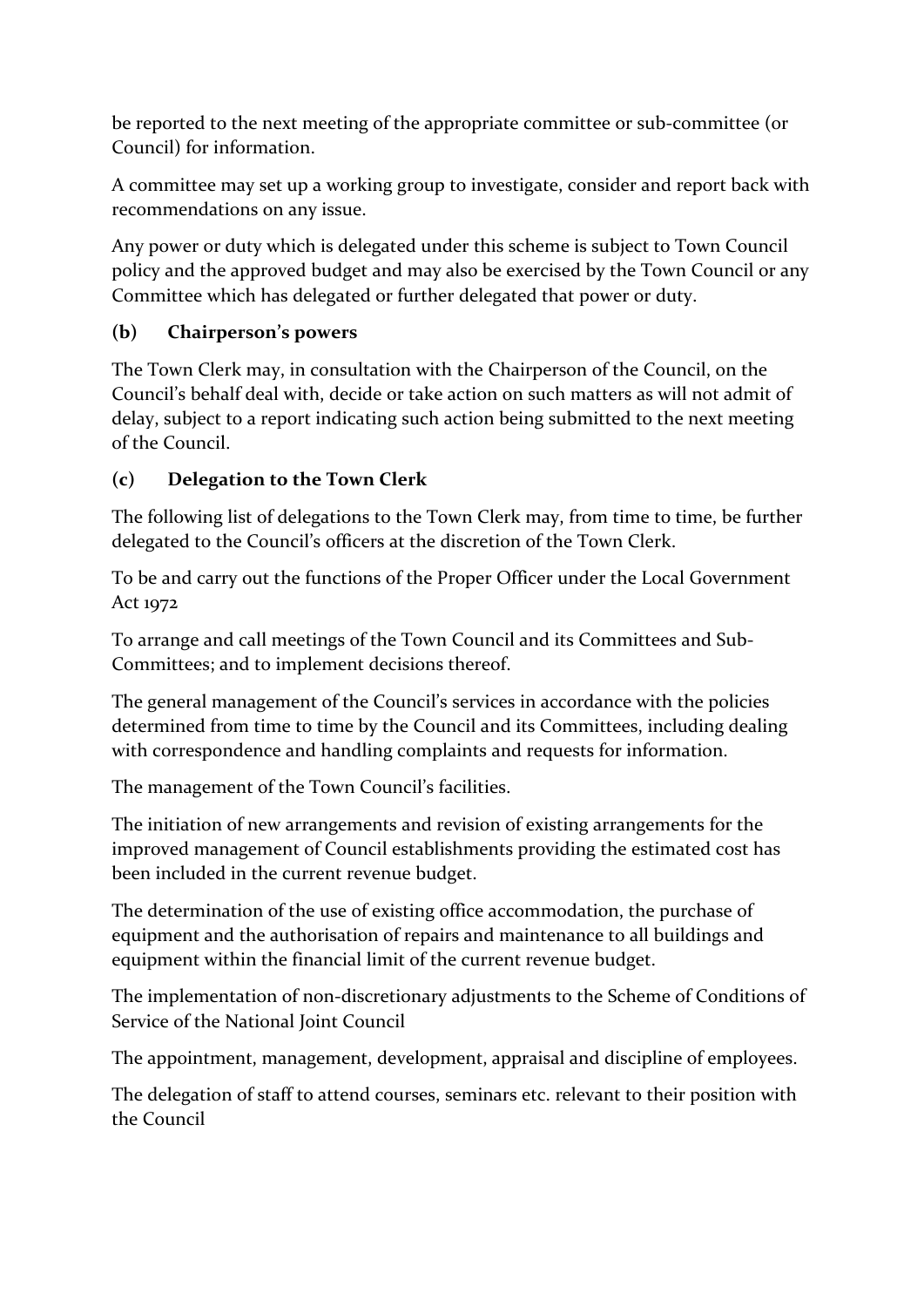be reported to the next meeting of the appropriate committee or sub-committee (or Council) for information.

A committee may set up a working group to investigate, consider and report back with recommendations on any issue.

Any power or duty which is delegated under this scheme is subject to Town Council policy and the approved budget and may also be exercised by the Town Council or any Committee which has delegated or further delegated that power or duty.

### (b) Chairperson's powers

The Town Clerk may, in consultation with the Chairperson of the Council, on the Council's behalf deal with, decide or take action on such matters as will not admit of delay, subject to a report indicating such action being submitted to the next meeting of the Council.

### (c) Delegation to the Town Clerk

The following list of delegations to the Town Clerk may, from time to time, be further delegated to the Council's officers at the discretion of the Town Clerk.

To be and carry out the functions of the Proper Officer under the Local Government Act 1972

To arrange and call meetings of the Town Council and its Committees and Sub-Committees; and to implement decisions thereof.

The general management of the Council's services in accordance with the policies determined from time to time by the Council and its Committees, including dealing with correspondence and handling complaints and requests for information.

The management of the Town Council's facilities.

The initiation of new arrangements and revision of existing arrangements for the improved management of Council establishments providing the estimated cost has been included in the current revenue budget.

The determination of the use of existing office accommodation, the purchase of equipment and the authorisation of repairs and maintenance to all buildings and equipment within the financial limit of the current revenue budget.

The implementation of non-discretionary adjustments to the Scheme of Conditions of Service of the National Joint Council

The appointment, management, development, appraisal and discipline of employees.

The delegation of staff to attend courses, seminars etc. relevant to their position with the Council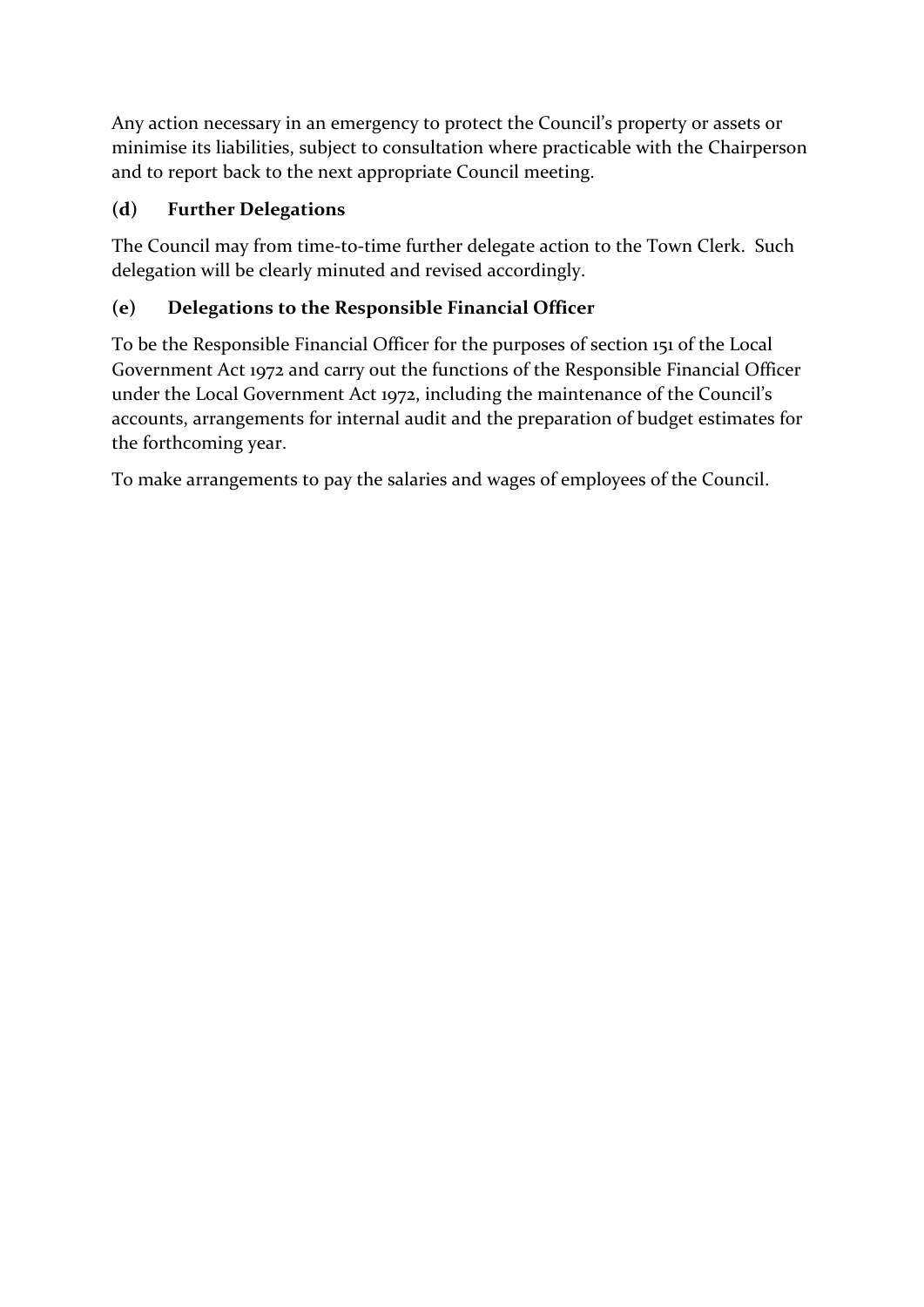Any action necessary in an emergency to protect the Council's property or assets or minimise its liabilities, subject to consultation where practicable with the Chairperson and to report back to the next appropriate Council meeting.

### (d) Further Delegations

The Council may from time-to-time further delegate action to the Town Clerk. Such delegation will be clearly minuted and revised accordingly.

### (e) Delegations to the Responsible Financial Officer

To be the Responsible Financial Officer for the purposes of section 151 of the Local Government Act 1972 and carry out the functions of the Responsible Financial Officer under the Local Government Act 1972, including the maintenance of the Council's accounts, arrangements for internal audit and the preparation of budget estimates for the forthcoming year.

To make arrangements to pay the salaries and wages of employees of the Council.